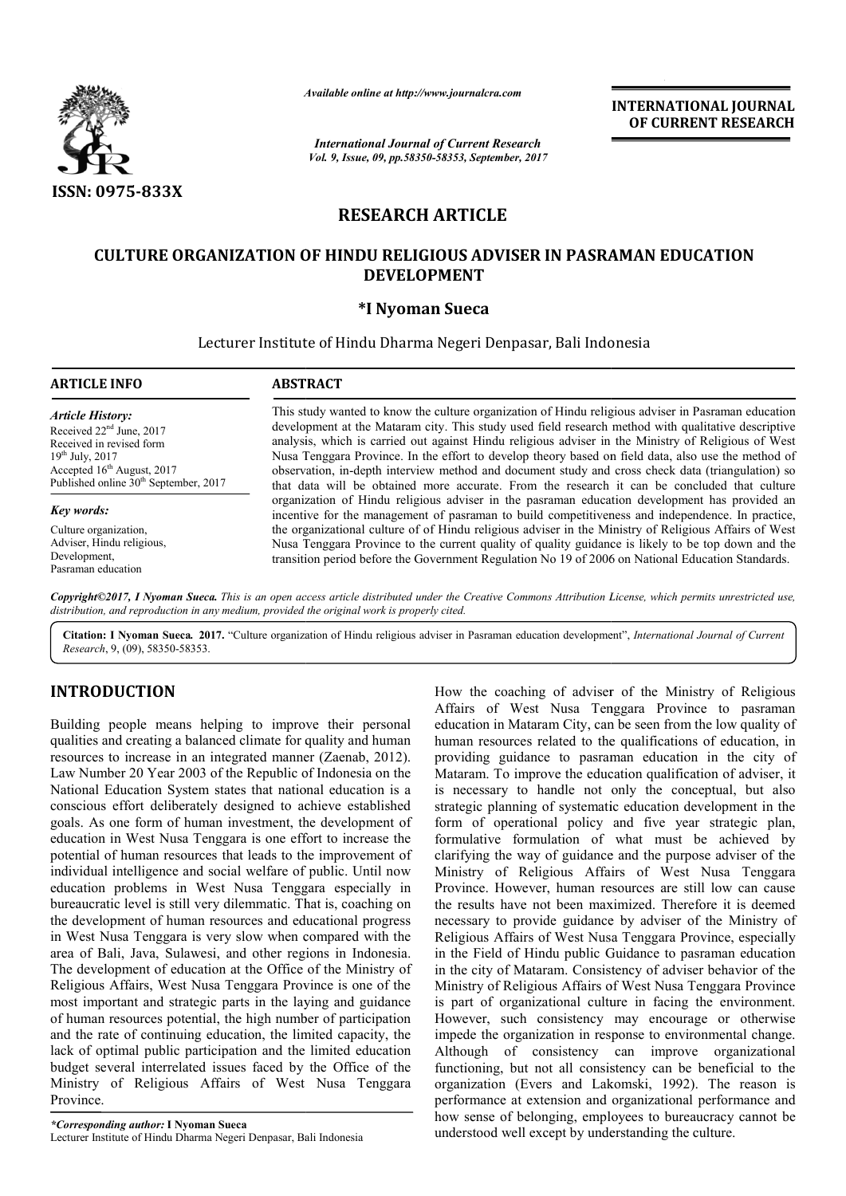ISSN: 0975-833X

*Available online at http://www.journalcra.com*

*International Journal of Current Research*
*Vol. 9, Issue, 09, pp.58350-58353, September, 2017*

**INTERNATIONAL JOURNAL OF CURRENT RESEARCH**

## RESEARCH ARTICLE

# CULTURE ORGANIZATION OF HINDU RELIGIOUS ADVISER IN PASRAMAN EDUCATION DEVELOPMENT

**\*I Nyoman Sueca**

Lecturer Institute of Hindu Dharma Negeri Denpasar, Bali Indonesia

### ARTICLE INFO

*Article History:*

Received 22nd June, 2017
Received in revised form
19th July, 2017
Accepted 16th August, 2017
Published online 30th September, 2017

*Key words:*

Culture organization,
Adviser, Hindu religious,
Development,
Pasraman education

### ABSTRACT

This study wanted to know the culture organization of Hindu religious adviser in Pasraman education development at the Mataram city. This study used field research method with qualitative descriptive analysis, which is carried out against Hindu religious adviser in the Ministry of Religious of West Nusa Tenggara Province. In the effort to develop theory based on field data, also use the method of observation, in-depth interview method and document study and cross check data (triangulation) so that data will be obtained more accurate. From the research it can be concluded that culture organization of Hindu religious adviser in the pasraman education development has provided an incentive for the management of pasraman to build competitiveness and independence. In practice, the organizational culture of of Hindu religious adviser in the Ministry of Religious Affairs of West Nusa Tenggara Province to the current quality of quality guidance is likely to be top down and the transition period before the Government Regulation No 19 of 2006 on National Education Standards.

*Copyright©2017, I Nyoman Sueca. This is an open access article distributed under the Creative Commons Attribution License, which permits unrestricted use, distribution, and reproduction in any medium, provided the original work is properly cited.*

**Citation: I Nyoman Sueca. 2017.** "Culture organization of Hindu religious adviser in Pasraman education development", *International Journal of Current Research*, 9, (09), 58350-58353.

## INTRODUCTION

Building people means helping to improve their personal qualities and creating a balanced climate for quality and human resources to increase in an integrated manner (Zaenab, 2012). Law Number 20 Year 2003 of the Republic of Indonesia on the National Education System states that national education is a conscious effort deliberately designed to achieve established goals. As one form of human investment, the development of education in West Nusa Tenggara is one effort to increase the potential of human resources that leads to the improvement of individual intelligence and social welfare of public. Until now education problems in West Nusa Tenggara especially in bureaucratic level is still very dilemmatic. That is, coaching on the development of human resources and educational progress in West Nusa Tenggara is very slow when compared with the area of Bali, Java, Sulawesi, and other regions in Indonesia. The development of education at the Office of the Ministry of Religious Affairs, West Nusa Tenggara Province is one of the most important and strategic parts in the laying and guidance of human resources potential, the high number of participation and the rate of continuing education, the limited capacity, the lack of optimal public participation and the limited education budget several interrelated issues faced by the Office of the Ministry of Religious Affairs of West Nusa Tenggara Province.

How the coaching of adviser of the Ministry of Religious Affairs of West Nusa Tenggara Province to pasraman education in Mataram City, can be seen from the low quality of human resources related to the qualifications of education, in providing guidance to pasraman education in the city of Mataram. To improve the education qualification of adviser, it is necessary to handle not only the conceptual, but also strategic planning of systematic education development in the form of operational policy and five year strategic plan, formulative formulation of what must be achieved by clarifying the way of guidance and the purpose adviser of the Ministry of Religious Affairs of West Nusa Tenggara Province. However, human resources are still low can cause the results have not been maximized. Therefore it is deemed necessary to provide guidance by adviser of the Ministry of Religious Affairs of West Nusa Tenggara Province, especially in the Field of Hindu public Guidance to pasraman education in the city of Mataram. Consistency of adviser behavior of the Ministry of Religious Affairs of West Nusa Tenggara Province is part of organizational culture in facing the environment. However, such consistency may encourage or otherwise impede the organization in response to environmental change. Although of consistency can improve organizational functioning, but not all consistency can be beneficial to the organization (Evers and Lakomski, 1992). The reason is performance at extension and organizational performance and how sense of belonging, employees to bureaucracy cannot be understood well except by understanding the culture.

*\*Corresponding author:* **I Nyoman Sueca**
Lecturer Institute of Hindu Dharma Negeri Denpasar, Bali Indonesia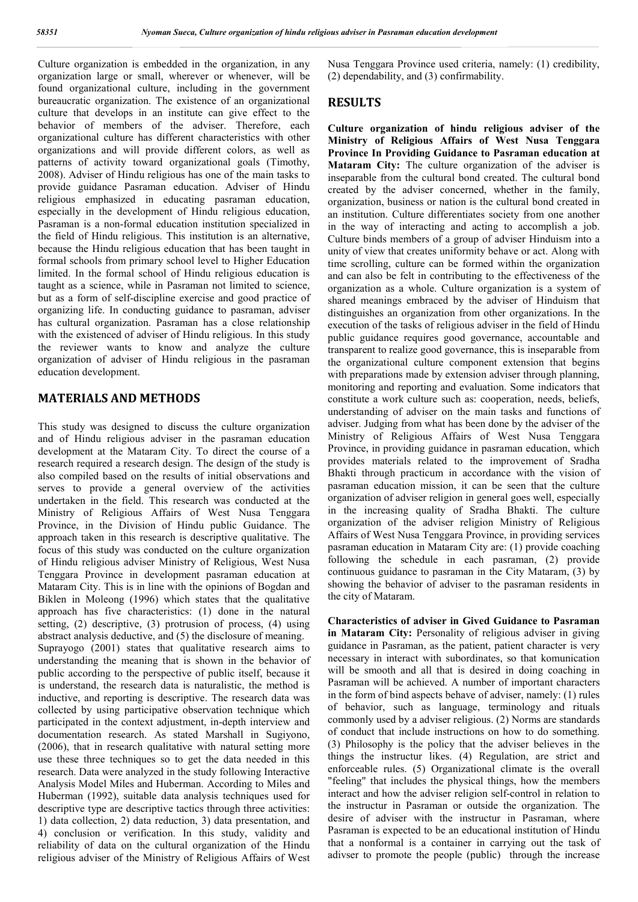Culture organization is embedded in the organization, in any organization large or small, wherever or whenever, will be found organizational culture, including in the government bureaucratic organization. The existence of an organizational culture that develops in an institute can give effect to the behavior of members of the adviser. Therefore, each organizational culture has different characteristics with other organizations and will provide different colors, as well as patterns of activity toward organizational goals (Timothy, 2008). Adviser of Hindu religious has one of the main tasks to provide guidance Pasraman education. Adviser of Hindu religious emphasized in educating pasraman education, especially in the development of Hindu religious education, Pasraman is a non-formal education institution specialized in the field of Hindu religious. This institution is an alternative, because the Hindu religious education that has been taught in formal schools from primary school level to Higher Education limited. In the formal school of Hindu religious education is taught as a science, while in Pasraman not limited to science, but as a form of self-discipline exercise and good practice of organizing life. In conducting guidance to pasraman, adviser has cultural organization. Pasraman has a close relationship with the existenced of adviser of Hindu religious. In this study the reviewer wants to know and analyze the culture organization of adviser of Hindu religious in the pasraman education development.

## MATERIALS AND METHODS

This study was designed to discuss the culture organization and of Hindu religious adviser in the pasraman education development at the Mataram City. To direct the course of a research required a research design. The design of the study is also compiled based on the results of initial observations and serves to provide a general overview of the activities undertaken in the field. This research was conducted at the Ministry of Religious Affairs of West Nusa Tenggara Province, in the Division of Hindu public Guidance. The approach taken in this research is descriptive qualitative. The focus of this study was conducted on the culture organization of Hindu religious adviser Ministry of Religious, West Nusa Tenggara Province in development pasraman education at Mataram City. This is in line with the opinions of Bogdan and Biklen in Moleong (1996) which states that the qualitative approach has five characteristics: (1) done in the natural setting, (2) descriptive, (3) protrusion of process, (4) using abstract analysis deductive, and (5) the disclosure of meaning.

Suprayogo (2001) states that qualitative research aims to understanding the meaning that is shown in the behavior of public according to the perspective of public itself, because it is understand, the research data is naturalistic, the method is inductive, and reporting is descriptive. The research data was collected by using participative observation technique which participated in the context adjustment, in-depth interview and documentation research. As stated Marshall in Sugiyono, (2006), that in research qualitative with natural setting more use these three techniques so to get the data needed in this research. Data were analyzed in the study following Interactive Analysis Model Miles and Huberman. According to Miles and Huberman (1992), suitable data analysis techniques used for descriptive type are descriptive tactics through three activities: 1) data collection, 2) data reduction, 3) data presentation, and 4) conclusion or verification. In this study, validity and reliability of data on the cultural organization of the Hindu religious adviser of the Ministry of Religious Affairs of West Nusa Tenggara Province used criteria, namely: (1) credibility, (2) dependability, and (3) confirmability.

## RESULTS

**Culture organization of hindu religious adviser of the Ministry of Religious Affairs of West Nusa Tenggara Province In Providing Guidance to Pasraman education at Mataram City:** The culture organization of the adviser is inseparable from the cultural bond created. The cultural bond created by the adviser concerned, whether in the family, organization, business or nation is the cultural bond created in an institution. Culture differentiates society from one another in the way of interacting and acting to accomplish a job. Culture binds members of a group of adviser Hinduism into a unity of view that creates uniformity behave or act. Along with time scrolling, culture can be formed within the organization and can also be felt in contributing to the effectiveness of the organization as a whole. Culture organization is a system of shared meanings embraced by the adviser of Hinduism that distinguishes an organization from other organizations. In the execution of the tasks of religious adviser in the field of Hindu public guidance requires good governance, accountable and transparent to realize good governance, this is inseparable from the organizational culture component extension that begins with preparations made by extension adviser through planning, monitoring and reporting and evaluation. Some indicators that constitute a work culture such as: cooperation, needs, beliefs, understanding of adviser on the main tasks and functions of adviser. Judging from what has been done by the adviser of the Ministry of Religious Affairs of West Nusa Tenggara Province, in providing guidance in pasraman education, which provides materials related to the improvement of Sradha Bhakti through practicum in accordance with the vision of pasraman education mission, it can be seen that the culture organization of adviser religion in general goes well, especially in the increasing quality of Sradha Bhakti. The culture organization of the adviser religion Ministry of Religious Affairs of West Nusa Tenggara Province, in providing services pasraman education in Mataram City are: (1) provide coaching following the schedule in each pasraman, (2) provide continuous guidance to pasraman in the City Mataram, (3) by showing the behavior of adviser to the pasraman residents in the city of Mataram.

**Characteristics of adviser in Gived Guidance to Pasraman in Mataram City:** Personality of religious adviser in giving guidance in Pasraman, as the patient, patient character is very necessary in interact with subordinates, so that komunication will be smooth and all that is desired in doing coaching in Pasraman will be achieved. A number of important characters in the form of bind aspects behave of adviser, namely: (1) rules of behavior, such as language, terminology and rituals commonly used by a adviser religious. (2) Norms are standards of conduct that include instructions on how to do something. (3) Philosophy is the policy that the adviser believes in the things the instructur likes. (4) Regulation, are strict and enforceable rules. (5) Organizational climate is the overall "feeling" that includes the physical things, how the members interact and how the adviser religion self-control in relation to the instructur in Pasraman or outside the organization. The desire of adviser with the instructur in Pasraman, where Pasraman is expected to be an educational institution of Hindu that a nonformal is a container in carrying out the task of adivser to promote the people (public) through the increase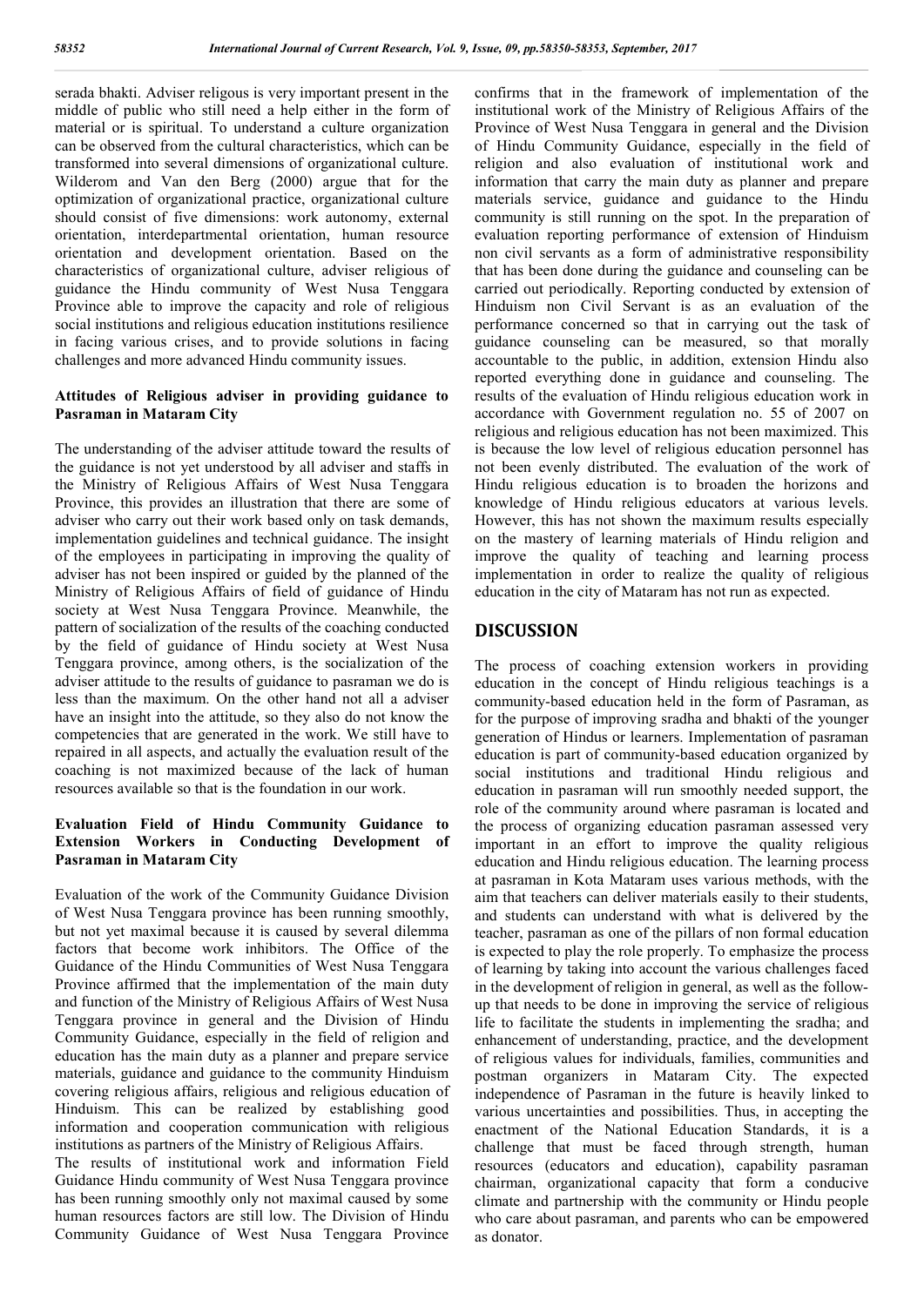serada bhakti. Adviser religous is very important present in the middle of public who still need a help either in the form of material or is spiritual. To understand a culture organization can be observed from the cultural characteristics, which can be transformed into several dimensions of organizational culture. Wilderom and Van den Berg (2000) argue that for the optimization of organizational practice, organizational culture should consist of five dimensions: work autonomy, external orientation, interdepartmental orientation, human resource orientation and development orientation. Based on the characteristics of organizational culture, adviser religious of guidance the Hindu community of West Nusa Tenggara Province able to improve the capacity and role of religious social institutions and religious education institutions resilience in facing various crises, and to provide solutions in facing challenges and more advanced Hindu community issues.

### Attitudes of Religious adviser in providing guidance to Pasraman in Mataram City

The understanding of the adviser attitude toward the results of the guidance is not yet understood by all adviser and staffs in the Ministry of Religious Affairs of West Nusa Tenggara Province, this provides an illustration that there are some of adviser who carry out their work based only on task demands, implementation guidelines and technical guidance. The insight of the employees in participating in improving the quality of adviser has not been inspired or guided by the planned of the Ministry of Religious Affairs of field of guidance of Hindu society at West Nusa Tenggara Province. Meanwhile, the pattern of socialization of the results of the coaching conducted by the field of guidance of Hindu society at West Nusa Tenggara province, among others, is the socialization of the adviser attitude to the results of guidance to pasraman we do is less than the maximum. On the other hand not all a adviser have an insight into the attitude, so they also do not know the competencies that are generated in the work. We still have to repaired in all aspects, and actually the evaluation result of the coaching is not maximized because of the lack of human resources available so that is the foundation in our work.

### Evaluation Field of Hindu Community Guidance to Extension Workers in Conducting Development of Pasraman in Mataram City

Evaluation of the work of the Community Guidance Division of West Nusa Tenggara province has been running smoothly, but not yet maximal because it is caused by several dilemma factors that become work inhibitors. The Office of the Guidance of the Hindu Communities of West Nusa Tenggara Province affirmed that the implementation of the main duty and function of the Ministry of Religious Affairs of West Nusa Tenggara province in general and the Division of Hindu Community Guidance, especially in the field of religion and education has the main duty as a planner and prepare service materials, guidance and guidance to the community Hinduism covering religious affairs, religious and religious education of Hinduism. This can be realized by establishing good information and cooperation communication with religious institutions as partners of the Ministry of Religious Affairs.

The results of institutional work and information Field Guidance Hindu community of West Nusa Tenggara province has been running smoothly only not maximal caused by some human resources factors are still low. The Division of Hindu Community Guidance of West Nusa Tenggara Province confirms that in the framework of implementation of the institutional work of the Ministry of Religious Affairs of the Province of West Nusa Tenggara in general and the Division of Hindu Community Guidance, especially in the field of religion and also evaluation of institutional work and information that carry the main duty as planner and prepare materials service, guidance and guidance to the Hindu community is still running on the spot. In the preparation of evaluation reporting performance of extension of Hinduism non civil servants as a form of administrative responsibility that has been done during the guidance and counseling can be carried out periodically. Reporting conducted by extension of Hinduism non Civil Servant is as an evaluation of the performance concerned so that in carrying out the task of guidance counseling can be measured, so that morally accountable to the public, in addition, extension Hindu also reported everything done in guidance and counseling. The results of the evaluation of Hindu religious education work in accordance with Government regulation no. 55 of 2007 on religious and religious education has not been maximized. This is because the low level of religious education personnel has not been evenly distributed. The evaluation of the work of Hindu religious education is to broaden the horizons and knowledge of Hindu religious educators at various levels. However, this has not shown the maximum results especially on the mastery of learning materials of Hindu religion and improve the quality of teaching and learning process implementation in order to realize the quality of religious education in the city of Mataram has not run as expected.

## DISCUSSION

The process of coaching extension workers in providing education in the concept of Hindu religious teachings is a community-based education held in the form of Pasraman, as for the purpose of improving sradha and bhakti of the younger generation of Hindus or learners. Implementation of pasraman education is part of community-based education organized by social institutions and traditional Hindu religious and education in pasraman will run smoothly needed support, the role of the community around where pasraman is located and the process of organizing education pasraman assessed very important in an effort to improve the quality religious education and Hindu religious education. The learning process at pasraman in Kota Mataram uses various methods, with the aim that teachers can deliver materials easily to their students, and students can understand with what is delivered by the teacher, pasraman as one of the pillars of non formal education is expected to play the role properly. To emphasize the process of learning by taking into account the various challenges faced in the development of religion in general, as well as the follow-up that needs to be done in improving the service of religious life to facilitate the students in implementing the sradha; and enhancement of understanding, practice, and the development of religious values for individuals, families, communities and postman organizers in Mataram City. The expected independence of Pasraman in the future is heavily linked to various uncertainties and possibilities. Thus, in accepting the enactment of the National Education Standards, it is a challenge that must be faced through strength, human resources (educators and education), capability pasraman chairman, organizational capacity that form a conducive climate and partnership with the community or Hindu people who care about pasraman, and parents who can be empowered as donator.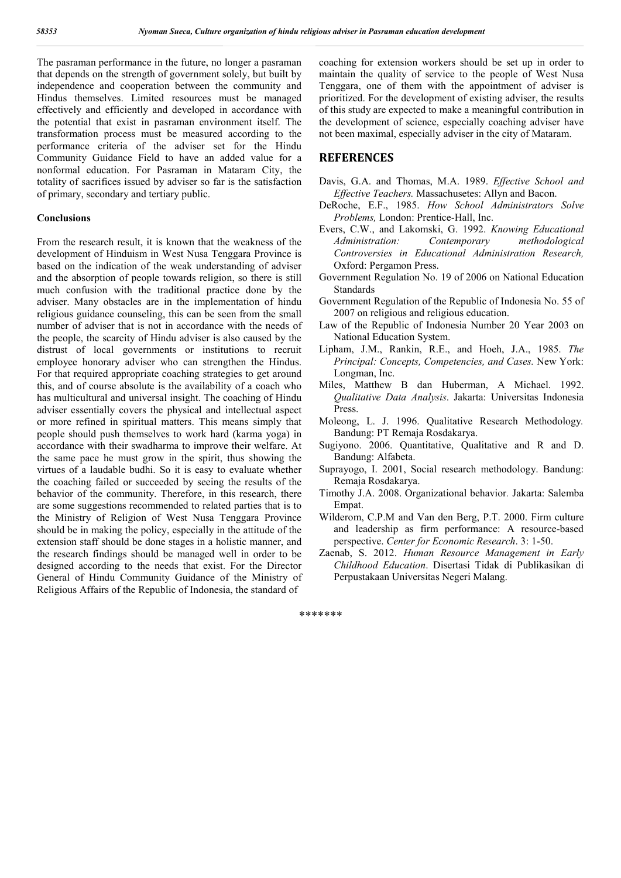The pasraman performance in the future, no longer a pasraman that depends on the strength of government solely, but built by independence and cooperation between the community and Hindus themselves. Limited resources must be managed effectively and efficiently and developed in accordance with the potential that exist in pasraman environment itself. The transformation process must be measured according to the performance criteria of the adviser set for the Hindu Community Guidance Field to have an added value for a nonformal education. For Pasraman in Mataram City, the totality of sacrifices issued by adviser so far is the satisfaction of primary, secondary and tertiary public.

### Conclusions

From the research result, it is known that the weakness of the development of Hinduism in West Nusa Tenggara Province is based on the indication of the weak understanding of adviser and the absorption of people towards religion, so there is still much confusion with the traditional practice done by the adviser. Many obstacles are in the implementation of hindu religious guidance counseling, this can be seen from the small number of adviser that is not in accordance with the needs of the people, the scarcity of Hindu adviser is also caused by the distrust of local governments or institutions to recruit employee honorary adviser who can strengthen the Hindus. For that required appropriate coaching strategies to get around this, and of course absolute is the availability of a coach who has multicultural and universal insight. The coaching of Hindu adviser essentially covers the physical and intellectual aspect or more refined in spiritual matters. This means simply that people should push themselves to work hard (karma yoga) in accordance with their swadharma to improve their welfare. At the same pace he must grow in the spirit, thus showing the virtues of a laudable budhi. So it is easy to evaluate whether the coaching failed or succeeded by seeing the results of the behavior of the community. Therefore, in this research, there are some suggestions recommended to related parties that is to the Ministry of Religion of West Nusa Tenggara Province should be in making the policy, especially in the attitude of the extension staff should be done stages in a holistic manner, and the research findings should be managed well in order to be designed according to the needs that exist. For the Director General of Hindu Community Guidance of the Ministry of Religious Affairs of the Republic of Indonesia, the standard of coaching for extension workers should be set up in order to maintain the quality of service to the people of West Nusa Tenggara, one of them with the appointment of adviser is prioritized. For the development of existing adviser, the results of this study are expected to make a meaningful contribution in the development of science, especially coaching adviser have not been maximal, especially adviser in the city of Mataram.

## REFERENCES

Davis, G.A. and Thomas, M.A. 1989. *Effective School and Effective Teachers.* Massachusetes: Allyn and Bacon.

DeRoche, E.F., 1985. *How School Administrators Solve Problems,* London: Prentice-Hall, Inc.

Evers, C.W., and Lakomski, G. 1992. *Knowing Educational Administration: Contemporary methodological Controversies in Educational Administration Research,* Oxford: Pergamon Press.

Government Regulation No. 19 of 2006 on National Education Standards

Government Regulation of the Republic of Indonesia No. 55 of 2007 on religious and religious education.

Law of the Republic of Indonesia Number 20 Year 2003 on National Education System.

Lipham, J.M., Rankin, R.E., and Hoeh, J.A., 1985. *The Principal: Concepts, Competencies, and Cases.* New York: Longman, Inc.

Miles, Matthew B dan Huberman, A Michael. 1992. *Qualitative Data Analysis*. Jakarta: Universitas Indonesia Press.

Moleong, L. J. 1996. Qualitative Research Methodology. Bandung: PT Remaja Rosdakarya.

Sugiyono. 2006. Quantitative, Qualitative and R and D. Bandung: Alfabeta.

Suprayogo, I. 2001, Social research methodology. Bandung: Remaja Rosdakarya.

Timothy J.A. 2008. Organizational behavior. Jakarta: Salemba Empat.

Wilderom, C.P.M and Van den Berg, P.T. 2000. Firm culture and leadership as firm performance: A resource-based perspective. *Center for Economic Research*. 3: 1-50.

Zaenab, S. 2012. *Human Resource Management in Early Childhood Education*. Disertasi Tidak di Publikasikan di Perpustakaan Universitas Negeri Malang.

*******